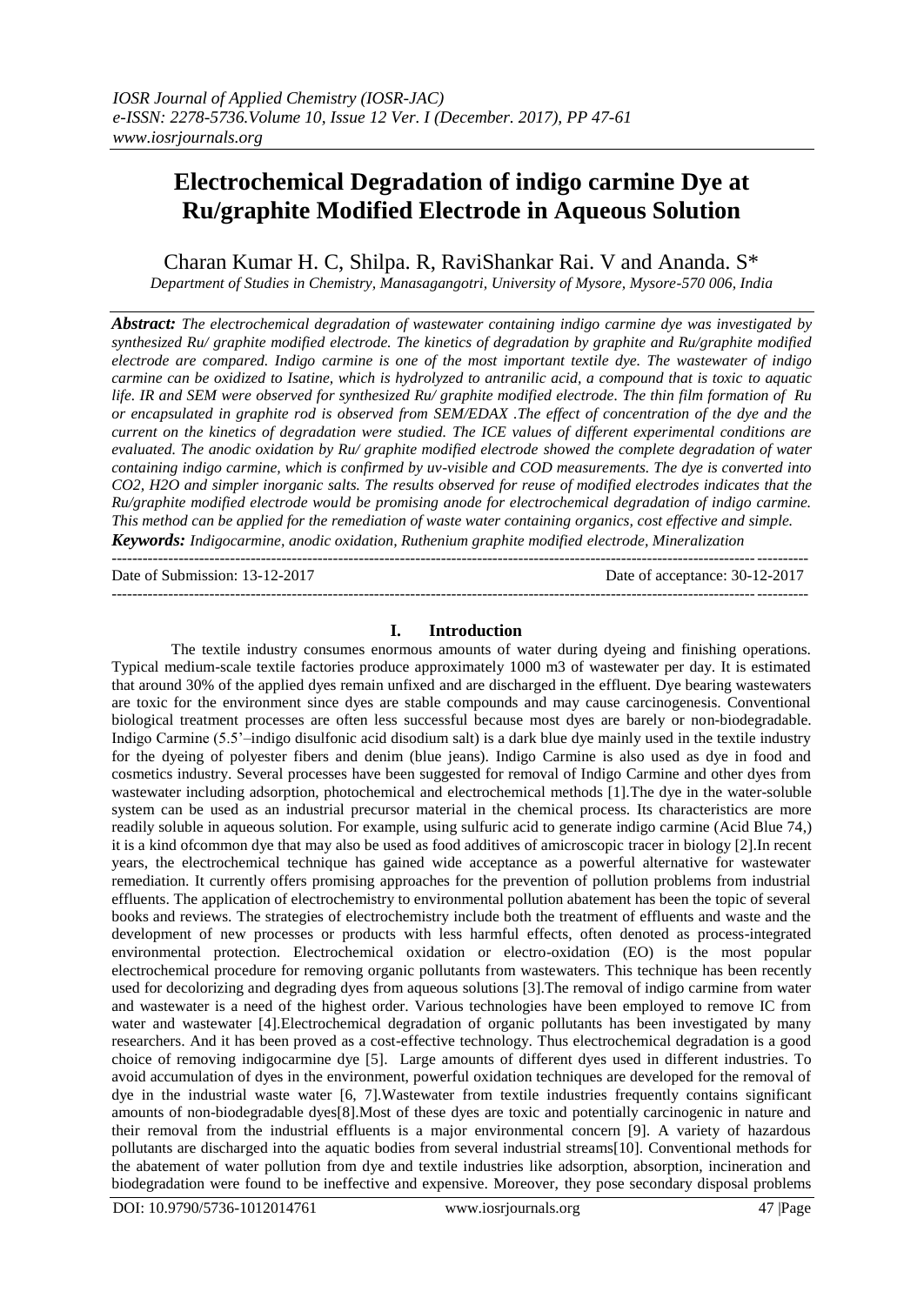# Electrochemical Degradation of indigo carmine Dye at Ru/graphite Modified Electrode in Aqueous Solution

Charan Kumar H. C, Shilpa. R, RaviShankar Rai. V and Ananda. S*

*Department of Studies in Chemistry, Manasagangotri, University of Mysore, Mysore-570 006, India*

***Abstract:*** *The electrochemical degradation of wastewater containing indigo carmine dye was investigated by synthesized Ru/ graphite modified electrode. The kinetics of degradation by graphite and Ru/graphite modified electrode are compared. Indigo carmine is one of the most important textile dye. The wastewater of indigo carmine can be oxidized to Isatine, which is hydrolyzed to antranilic acid, a compound that is toxic to aquatic life. IR and SEM were observed for synthesized Ru/ graphite modified electrode. The thin film formation of Ru or encapsulated in graphite rod is observed from SEM/EDAX .The effect of concentration of the dye and the current on the kinetics of degradation were studied. The ICE values of different experimental conditions are evaluated. The anodic oxidation by Ru/ graphite modified electrode showed the complete degradation of water containing indigo carmine, which is confirmed by uv-visible and COD measurements. The dye is converted into CO2, H2O and simpler inorganic salts. The results observed for reuse of modified electrodes indicates that the Ru/graphite modified electrode would be promising anode for electrochemical degradation of indigo carmine. This method can be applied for the remediation of waste water containing organics, cost effective and simple.*

***Keywords:*** *Indigocarmine, anodic oxidation, Ruthenium graphite modified electrode, Mineralization*

---

Date of Submission: 13-12-2017 Date of acceptance: 30-12-2017

---

## I. Introduction

The textile industry consumes enormous amounts of water during dyeing and finishing operations. Typical medium-scale textile factories produce approximately 1000 m3 of wastewater per day. It is estimated that around 30% of the applied dyes remain unfixed and are discharged in the effluent. Dye bearing wastewaters are toxic for the environment since dyes are stable compounds and may cause carcinogenesis. Conventional biological treatment processes are often less successful because most dyes are barely or non-biodegradable. Indigo Carmine (5.5'–indigo disulfonic acid disodium salt) is a dark blue dye mainly used in the textile industry for the dyeing of polyester fibers and denim (blue jeans). Indigo Carmine is also used as dye in food and cosmetics industry. Several processes have been suggested for removal of Indigo Carmine and other dyes from wastewater including adsorption, photochemical and electrochemical methods [1].The dye in the water-soluble system can be used as an industrial precursor material in the chemical process. Its characteristics are more readily soluble in aqueous solution. For example, using sulfuric acid to generate indigo carmine (Acid Blue 74,) it is a kind ofcommon dye that may also be used as food additives of amicroscopic tracer in biology [2].In recent years, the electrochemical technique has gained wide acceptance as a powerful alternative for wastewater remediation. It currently offers promising approaches for the prevention of pollution problems from industrial effluents. The application of electrochemistry to environmental pollution abatement has been the topic of several books and reviews. The strategies of electrochemistry include both the treatment of effluents and waste and the development of new processes or products with less harmful effects, often denoted as process-integrated environmental protection. Electrochemical oxidation or electro-oxidation (EO) is the most popular electrochemical procedure for removing organic pollutants from wastewaters. This technique has been recently used for decolorizing and degrading dyes from aqueous solutions [3].The removal of indigo carmine from water and wastewater is a need of the highest order. Various technologies have been employed to remove IC from water and wastewater [4].Electrochemical degradation of organic pollutants has been investigated by many researchers. And it has been proved as a cost-effective technology. Thus electrochemical degradation is a good choice of removing indigocarmine dye [5]. Large amounts of different dyes used in different industries. To avoid accumulation of dyes in the environment, powerful oxidation techniques are developed for the removal of dye in the industrial waste water [6, 7].Wastewater from textile industries frequently contains significant amounts of non-biodegradable dyes[8].Most of these dyes are toxic and potentially carcinogenic in nature and their removal from the industrial effluents is a major environmental concern [9]. A variety of hazardous pollutants are discharged into the aquatic bodies from several industrial streams[10]. Conventional methods for the abatement of water pollution from dye and textile industries like adsorption, absorption, incineration and biodegradation were found to be ineffective and expensive. Moreover, they pose secondary disposal problems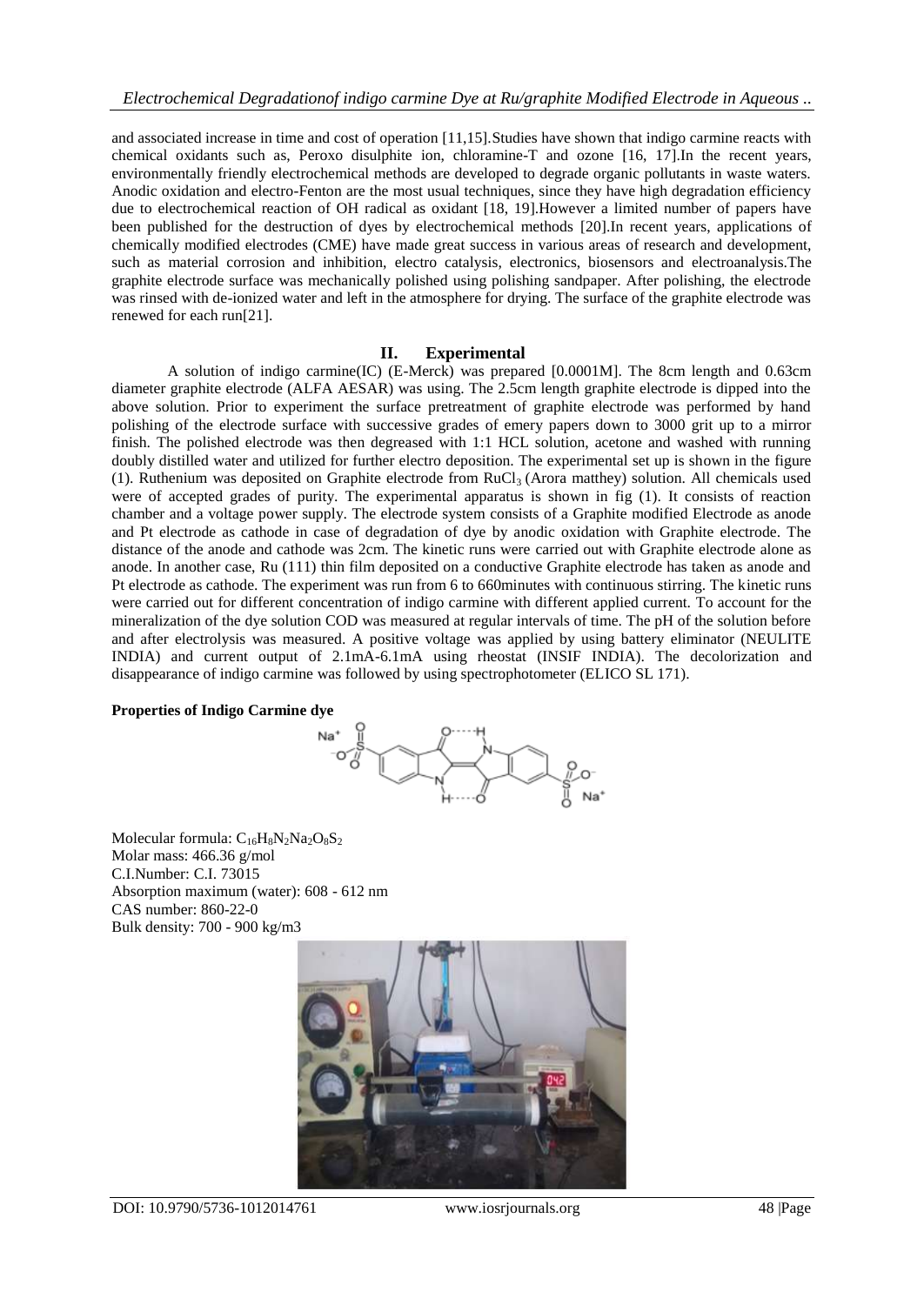and associated increase in time and cost of operation [11,15].Studies have shown that indigo carmine reacts with chemical oxidants such as, Peroxo disulphite ion, chloramine-T and ozone [16, 17].In the recent years, environmentally friendly electrochemical methods are developed to degrade organic pollutants in waste waters. Anodic oxidation and electro-Fenton are the most usual techniques, since they have high degradation efficiency due to electrochemical reaction of OH radical as oxidant [18, 19].However a limited number of papers have been published for the destruction of dyes by electrochemical methods [20].In recent years, applications of chemically modified electrodes (CME) have made great success in various areas of research and development, such as material corrosion and inhibition, electro catalysis, electronics, biosensors and electroanalysis.The graphite electrode surface was mechanically polished using polishing sandpaper. After polishing, the electrode was rinsed with de-ionized water and left in the atmosphere for drying. The surface of the graphite electrode was renewed for each run[21].

## II. Experimental

A solution of indigo carmine(IC) (E-Merck) was prepared [0.0001M]. The 8cm length and 0.63cm diameter graphite electrode (ALFA AESAR) was using. The 2.5cm length graphite electrode is dipped into the above solution. Prior to experiment the surface pretreatment of graphite electrode was performed by hand polishing of the electrode surface with successive grades of emery papers down to 3000 grit up to a mirror finish. The polished electrode was then degreased with 1:1 HCL solution, acetone and washed with running doubly distilled water and utilized for further electro deposition. The experimental set up is shown in the figure (1). Ruthenium was deposited on Graphite electrode from $RuCl_3$ (Arora matthey) solution. All chemicals used were of accepted grades of purity. The experimental apparatus is shown in fig (1). It consists of reaction chamber and a voltage power supply. The electrode system consists of a Graphite modified Electrode as anode and Pt electrode as cathode in case of degradation of dye by anodic oxidation with Graphite electrode. The distance of the anode and cathode was 2cm. The kinetic runs were carried out with Graphite electrode alone as anode. In another case, Ru (111) thin film deposited on a conductive Graphite electrode has taken as anode and Pt electrode as cathode. The experiment was run from 6 to 660minutes with continuous stirring. The kinetic runs were carried out for different concentration of indigo carmine with different applied current. To account for the mineralization of the dye solution COD was measured at regular intervals of time. The pH of the solution before and after electrolysis was measured. A positive voltage was applied by using battery eliminator (NEULITE INDIA) and current output of 2.1mA-6.1mA using rheostat (INSIF INDIA). The decolorization and disappearance of indigo carmine was followed by using spectrophotometer (ELICO SL 171).

**Properties of Indigo Carmine dye**

Molecular formula: $C_{16}H_8N_2Na_2O_8S_2$
Molar mass: 466.36 g/mol
C.I.Number: C.I. 73015
Absorption maximum (water): 608 - 612 nm
CAS number: 860-22-0
Bulk density: 700 - 900 kg/m3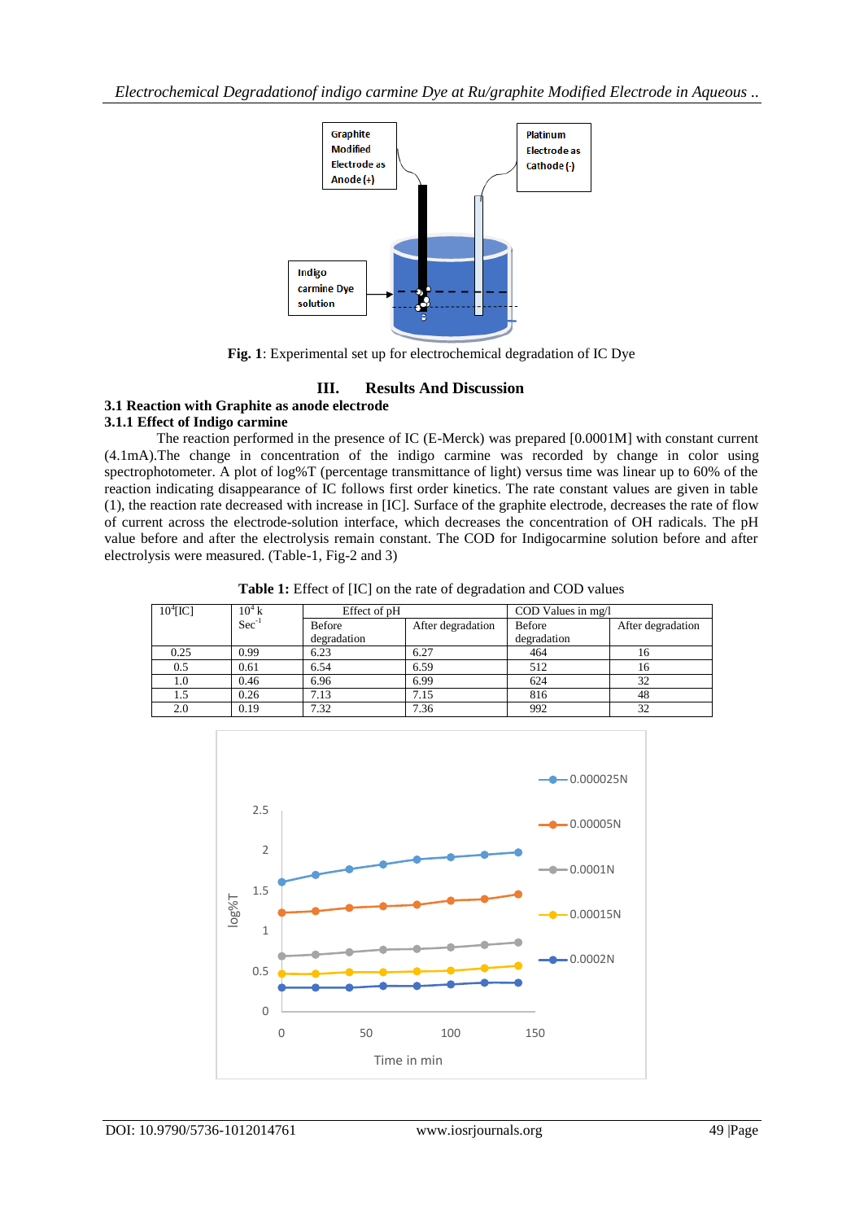Fig. 1: Experimental set up for electrochemical degradation of IC Dye

## III. Results And Discussion

### 3.1 Reaction with Graphite as anode electrode

### 3.1.1 Effect of Indigo carmine

The reaction performed in the presence of IC (E-Merck) was prepared [0.0001M] with constant current (4.1mA).The change in concentration of the indigo carmine was recorded by change in color using spectrophotometer. A plot of log%T (percentage transmittance of light) versus time was linear up to 60% of the reaction indicating disappearance of IC follows first order kinetics. The rate constant values are given in table (1), the reaction rate decreased with increase in [IC]. Surface of the graphite electrode, decreases the rate of flow of current across the electrode-solution interface, which decreases the concentration of OH radicals. The pH value before and after the electrolysis remain constant. The COD for Indigocarmine solution before and after electrolysis were measured. (Table-1, Fig-2 and 3)

**Table 1:** Effect of [IC] on the rate of degradation and COD values

| $10^4$[IC] | $10^4$ k $Sec^{-1}$ | Effect of pH | | COD Values in mg/l | |
|---|---|---|---|---|---|
| | | Before degradation | After degradation | Before degradation | After degradation |
| 0.25 | 0.99 | 6.23 | 6.27 | 464 | 16 |
| 0.5 | 0.61 | 6.54 | 6.59 | 512 | 16 |
| 1.0 | 0.46 | 6.96 | 6.99 | 624 | 32 |
| 1.5 | 0.26 | 7.13 | 7.15 | 816 | 48 |
| 2.0 | 0.19 | 7.32 | 7.36 | 992 | 32 |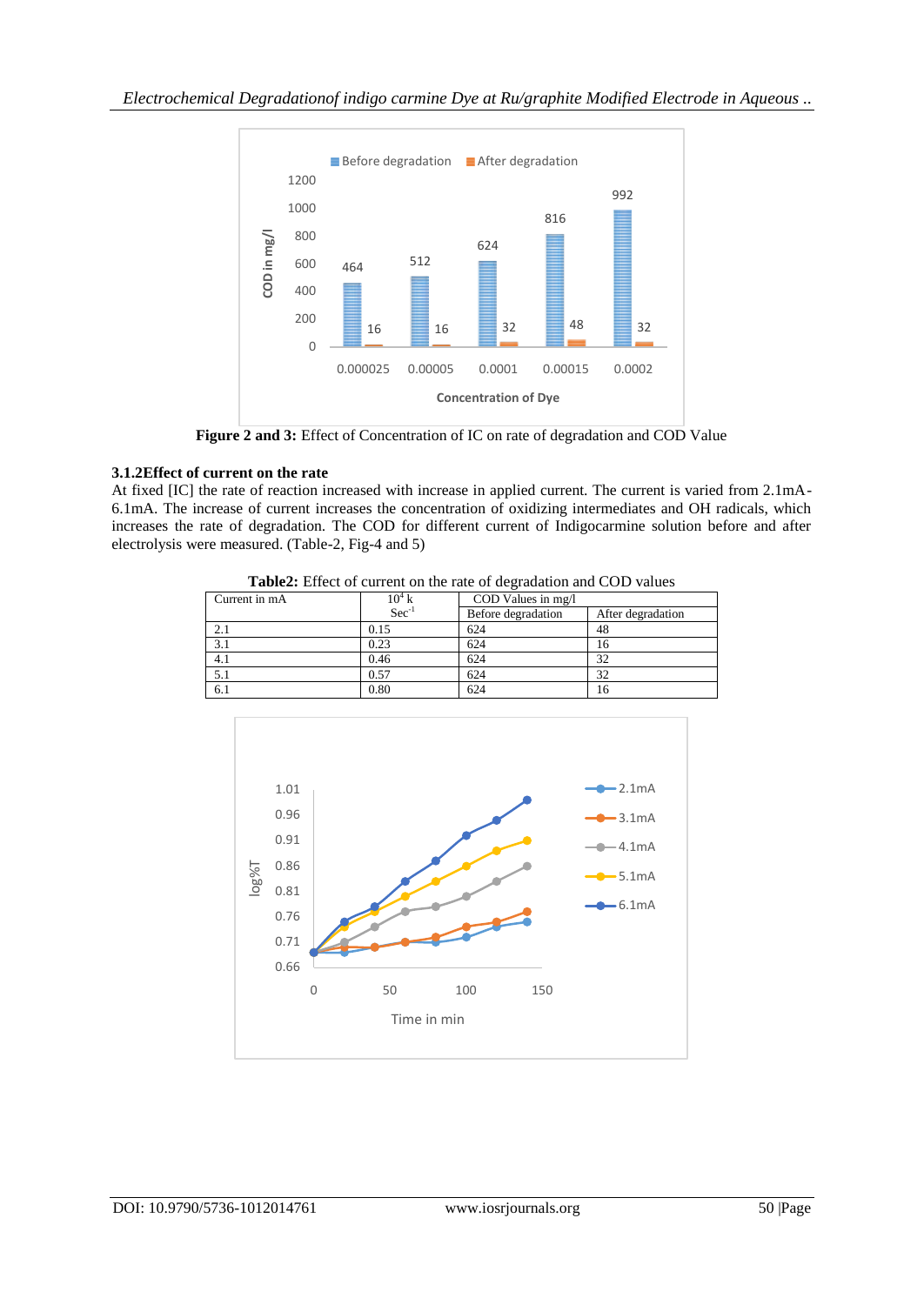**Figure 2 and 3:** Effect of Concentration of IC on rate of degradation and COD Value

### 3.1.2Effect of current on the rate

At fixed [IC] the rate of reaction increased with increase in applied current. The current is varied from 2.1mA-6.1mA. The increase of current increases the concentration of oxidizing intermediates and OH radicals, which increases the rate of degradation. The COD for different current of Indigocarmine solution before and after electrolysis were measured. (Table-2, Fig-4 and 5)

**Table2:** Effect of current on the rate of degradation and COD values

| Current in mA | $10^4$ k Sec$^{-1}$ | COD Values in mg/l | |
|---|---|---|---|
| | | Before degradation | After degradation |
| 2.1 | 0.15 | 624 | 48 |
| 3.1 | 0.23 | 624 | 16 |
| 4.1 | 0.46 | 624 | 32 |
| 5.1 | 0.57 | 624 | 32 |
| 6.1 | 0.80 | 624 | 16 |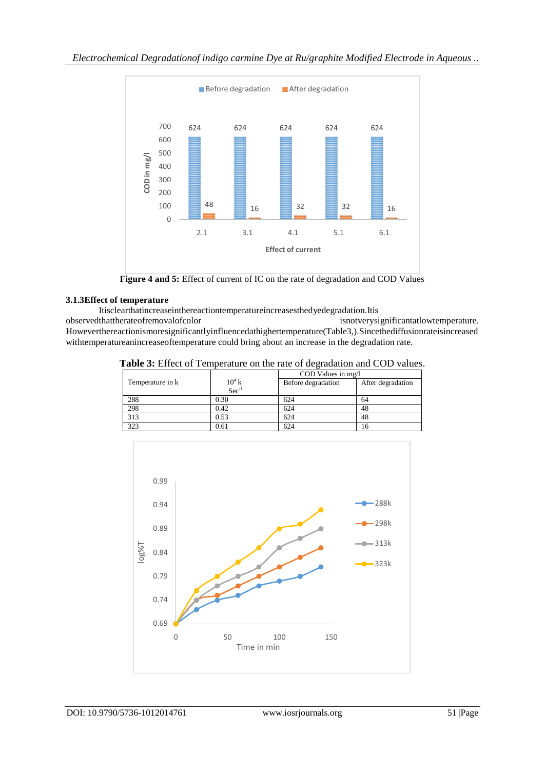Figure 4 and 5: Effect of current of IC on the rate of degradation and COD Values

### 3.1.3Effect of temperature

Itisclearthatincreaseinthereactiontemperatureincreasesthedyedegradation.Itis observedthattherateofremovalofcolor isnotverysignificantatlowtemperature. Howeverthereactionismoresignificantlyinfluencedathighertemperature(Table3,).Sincethediffusionrateisincreased withtemperatureanincreaseoftemperature could bring about an increase in the degradation rate.

**Table 3:** Effect of Temperature on the rate of degradation and COD values.

| Temperature in k | $10^4$ k Sec$^{-1}$ | COD Values in mg/l | |
|---|---|---|---|
| | | Before degradation | After degradation |
| 288 | 0.30 | 624 | 64 |
| 298 | 0.42 | 624 | 48 |
| 313 | 0.53 | 624 | 48 |
| 323 | 0.61 | 624 | 16 |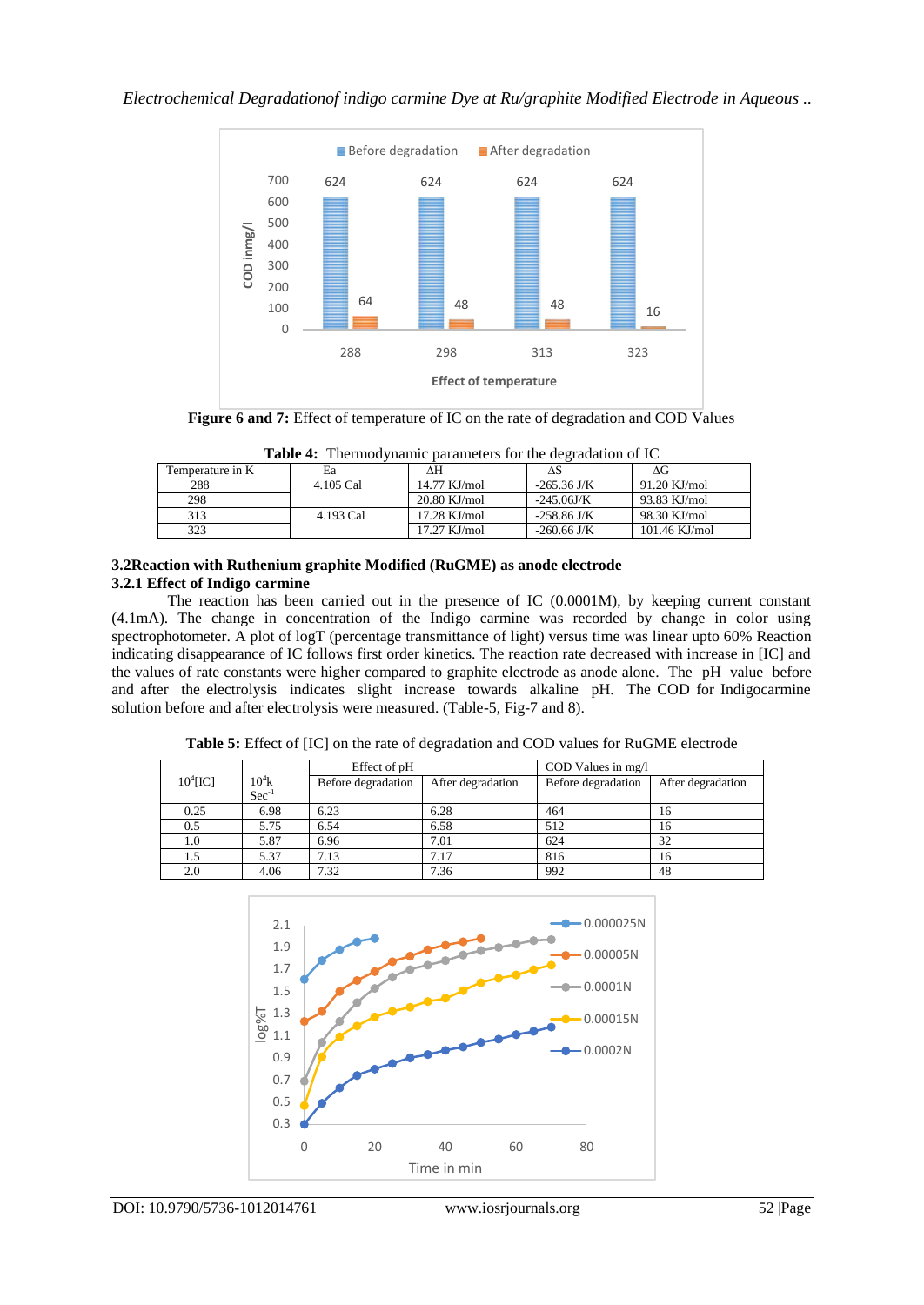**Figure 6 and 7:** Effect of temperature of IC on the rate of degradation and COD Values

**Table 4:** Thermodynamic parameters for the degradation of IC

| Temperature in K | Ea | ΔH | ΔS | ΔG |
|---|---|---|---|---|
| 288 | 4.105 Cal | 14.77 KJ/mol | -265.36 J/K | 91.20 KJ/mol |
| 298 | | 20.80 KJ/mol | -245.06J/K | 93.83 KJ/mol |
| 313 | 4.193 Cal | 17.28 KJ/mol | -258.86 J/K | 98.30 KJ/mol |
| 323 | | 17.27 KJ/mol | -260.66 J/K | 101.46 KJ/mol |

### 3.2Reaction with Ruthenium graphite Modified (RuGME) as anode electrode

### 3.2.1 Effect of Indigo carmine

The reaction has been carried out in the presence of IC (0.0001M), by keeping current constant (4.1mA). The change in concentration of the Indigo carmine was recorded by change in color using spectrophotometer. A plot of logT (percentage transmittance of light) versus time was linear upto 60% Reaction indicating disappearance of IC follows first order kinetics. The reaction rate decreased with increase in [IC] and the values of rate constants were higher compared to graphite electrode as anode alone. The pH value before and after the electrolysis indicates slight increase towards alkaline pH. The COD for Indigocarmine solution before and after electrolysis were measured. (Table-5, Fig-7 and 8).

**Table 5:** Effect of [IC] on the rate of degradation and COD values for RuGME electrode

| $10^4$[IC] | $10^4$k $Sec^{-1}$ | Effect of pH | | COD Values in mg/l | |
|---|---|---|---|---|---|
| | | Before degradation | After degradation | Before degradation | After degradation |
| 0.25 | 6.98 | 6.23 | 6.28 | 464 | 16 |
| 0.5 | 5.75 | 6.54 | 6.58 | 512 | 16 |
| 1.0 | 5.87 | 6.96 | 7.01 | 624 | 32 |
| 1.5 | 5.37 | 7.13 | 7.17 | 816 | 16 |
| 2.0 | 4.06 | 7.32 | 7.36 | 992 | 48 |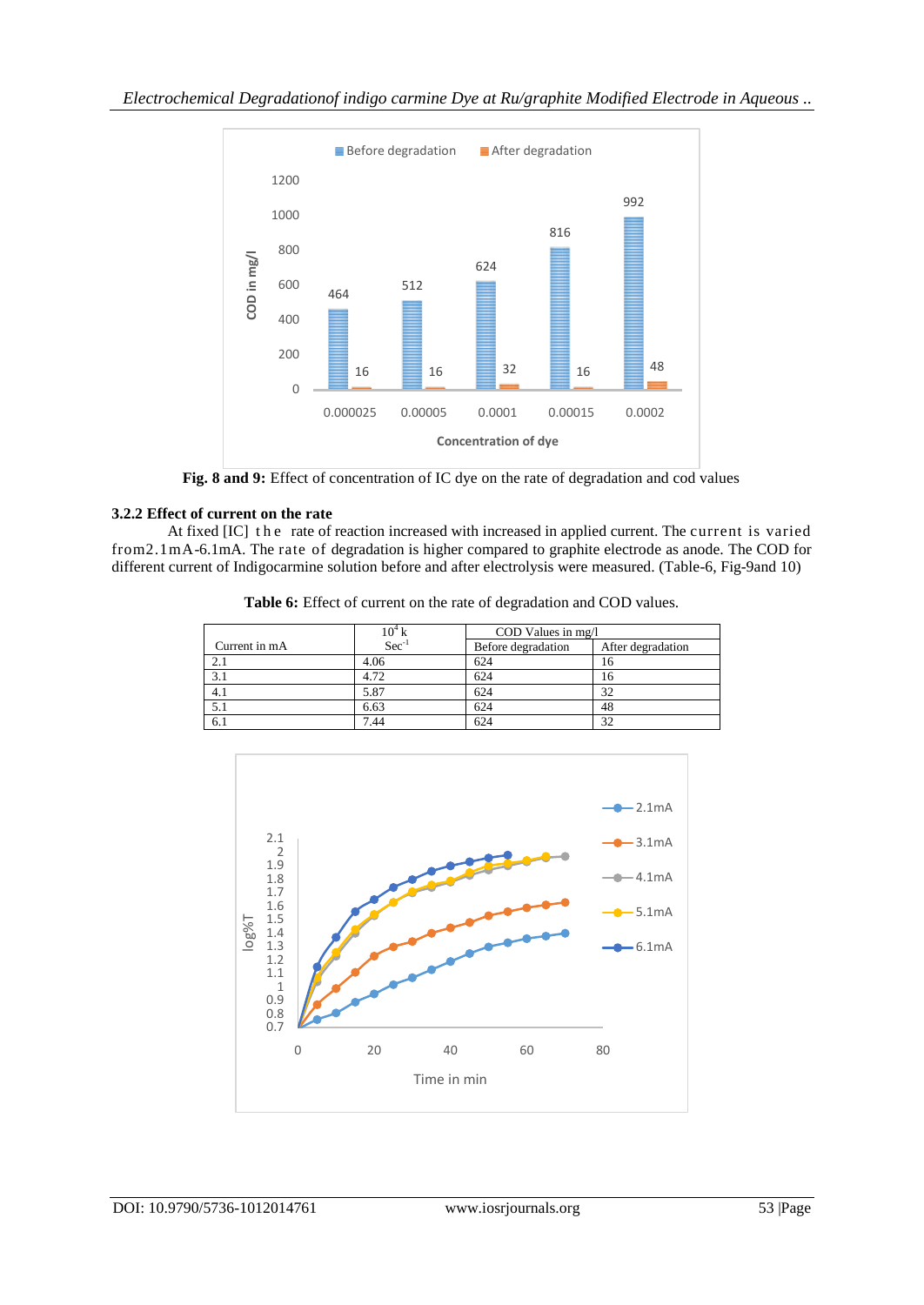Fig. 8 and 9: Effect of concentration of IC dye on the rate of degradation and cod values

### 3.2.2 Effect of current on the rate

At fixed [IC] the rate of reaction increased with increased in applied current. The current is varied from2.1mA-6.1mA. The rate of degradation is higher compared to graphite electrode as anode. The COD for different current of Indigocarmine solution before and after electrolysis were measured. (Table-6, Fig-9and 10)

**Table 6:** Effect of current on the rate of degradation and COD values.

| Current in mA | $10^4$ k $Sec^{-1}$ | COD Values in mg/l | |
|---|---|---|---|
| | | Before degradation | After degradation |
| 2.1 | 4.06 | 624 | 16 |
| 3.1 | 4.72 | 624 | 16 |
| 4.1 | 5.87 | 624 | 32 |
| 5.1 | 6.63 | 624 | 48 |
| 6.1 | 7.44 | 624 | 32 |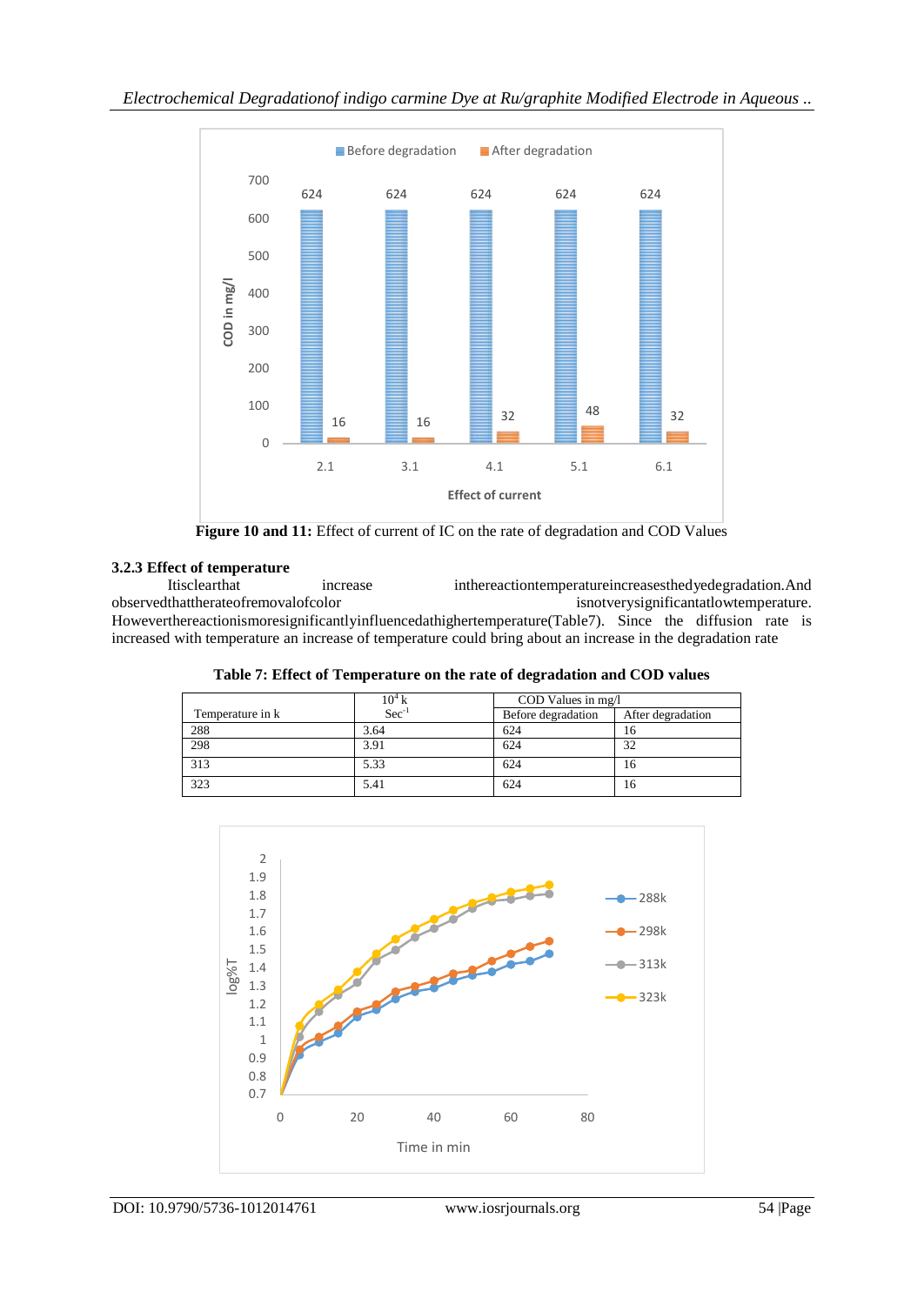Figure 10 and 11: Effect of current of IC on the rate of degradation and COD Values

### 3.2.3 Effect of temperature

It is clear that increase in the reaction temperature increases the dye degradation. And observed that the rate of removal of color is not very significant at low temperature. However the reaction is more significantly influenced at high temperature (Table7). Since the diffusion rate is increased with temperature an increase of temperature could bring about an increase in the degradation rate

**Table 7: Effect of Temperature on the rate of degradation and COD values**

| Temperature in k | $10^4$ k $Sec^{-1}$ | COD Values in mg/l | |
|---|---|---|---|
| | | Before degradation | After degradation |
| 288 | 3.64 | 624 | 16 |
| 298 | 3.91 | 624 | 32 |
| 313 | 5.33 | 624 | 16 |
| 323 | 5.41 | 624 | 16 |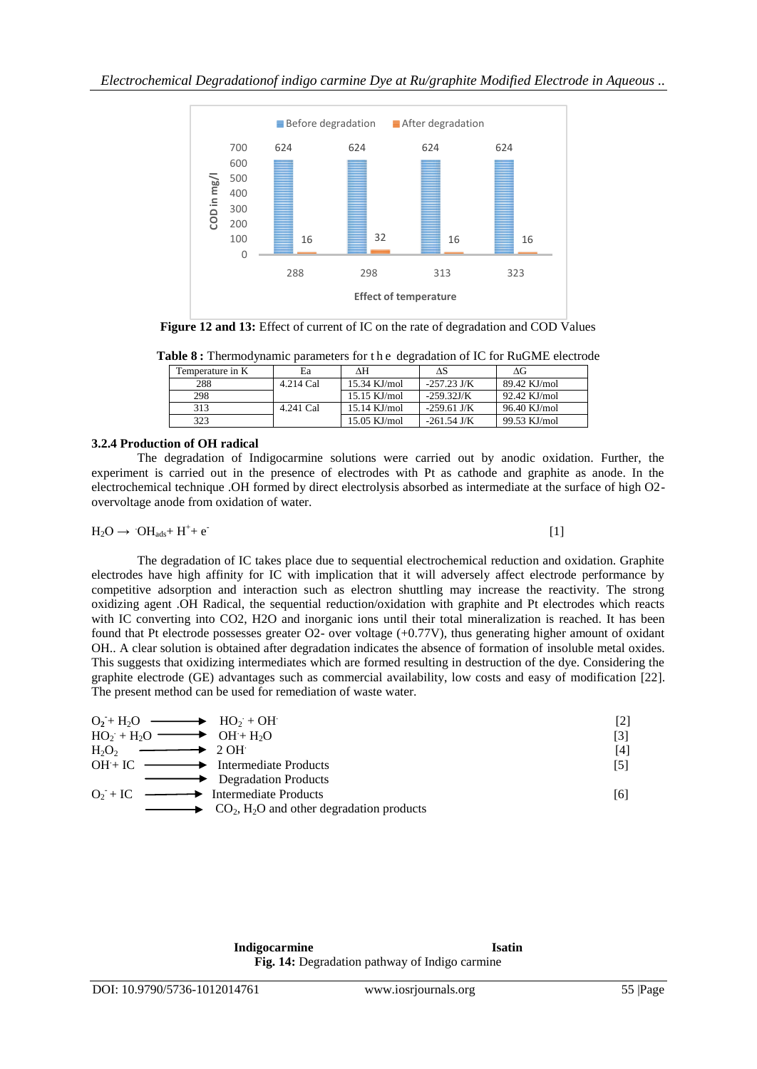**Figure 12 and 13:** Effect of current of IC on the rate of degradation and COD Values

**Table 8 :** Thermodynamic parameters for the degradation of IC for RuGME electrode

| Temperature in K | Ea | ΔH | ΔS | ΔG |
|---|---|---|---|---|
| 288 | 4.214 Cal | 15.34 KJ/mol | -257.23 J/K | 89.42 KJ/mol |
| 298 | | 15.15 KJ/mol | -259.32J/K | 92.42 KJ/mol |
| 313 | 4.241 Cal | 15.14 KJ/mol | -259.61 J/K | 96.40 KJ/mol |
| 323 | | 15.05 KJ/mol | -261.54 J/K | 99.53 KJ/mol |

### 3.2.4 Production of OH radical

The degradation of Indigocarmine solutions were carried out by anodic oxidation. Further, the experiment is carried out in the presence of electrodes with Pt as cathode and graphite as anode. In the electrochemical technique .OH formed by direct electrolysis absorbed as intermediate at the surface of high O2-overvoltage anode from oxidation of water.

$$H_2O \rightarrow {}^{\cdot}OH_{ads} + H^+ + e^- \quad [1]$$

The degradation of IC takes place due to sequential electrochemical reduction and oxidation. Graphite electrodes have high affinity for IC with implication that it will adversely affect electrode performance by competitive adsorption and interaction such as electron shuttling may increase the reactivity. The strong oxidizing agent .OH Radical, the sequential reduction/oxidation with graphite and Pt electrodes which reacts with IC converting into CO2, H2O and inorganic ions until their total mineralization is reached. It has been found that Pt electrode possesses greater O2- over voltage (+0.77V), thus generating higher amount of oxidant OH.. A clear solution is obtained after degradation indicates the absence of formation of insoluble metal oxides. This suggests that oxidizing intermediates which are formed resulting in destruction of the dye. Considering the graphite electrode (GE) advantages such as commercial availability, low costs and easy of modification [22]. The present method can be used for remediation of waste water.

$$O_2^- + H_2O \longrightarrow HO_2^- + OH^- \quad [2]$$

$$HO_2^- + H_2O \longrightarrow OH^- + H_2O \quad [3]$$

$$H_2O_2 \longrightarrow 2\,OH^- \quad [4]$$

$$OH^- + IC \longrightarrow \text{Intermediate Products} \longrightarrow \text{Degradation Products} \quad [5]$$

$$O_2^- + IC \longrightarrow \text{Intermediate Products} \longrightarrow CO_2, H_2O \text{ and other degradation products} \quad [6]$$

**Indigocarmine** **Isatin**

**Fig. 14:** Degradation pathway of Indigo carmine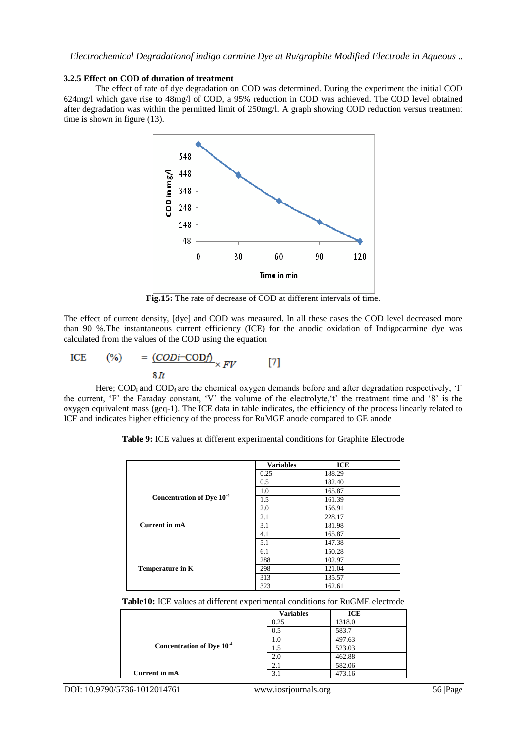### 3.2.5 Effect on COD of duration of treatment

The effect of rate of dye degradation on COD was determined. During the experiment the initial COD 624mg/l which gave rise to 48mg/l of COD, a 95% reduction in COD was achieved. The COD level obtained after degradation was within the permitted limit of 250mg/l. A graph showing COD reduction versus treatment time is shown in figure (13).

**Fig.15:** The rate of decrease of COD at different intervals of time.

The effect of current density, [dye] and COD was measured. In all these cases the COD level decreased more than 90 %.The instantaneous current efficiency (ICE) for the anodic oxidation of Indigocarmine dye was calculated from the values of the COD using the equation

$$\text{ICE} \quad (\%) \quad = \frac{(COD_i - COD_f)}{8It} \times FV \qquad [7]$$

Here; $COD_i$ and $COD_f$ are the chemical oxygen demands before and after degradation respectively, 'I' the current, 'F' the Faraday constant, 'V' the volume of the electrolyte,'t' the treatment time and '8' is the oxygen equivalent mass (geq-1). The ICE data in table indicates, the efficiency of the process linearly related to ICE and indicates higher efficiency of the process for RuMGE anode compared to GE anode

**Table 9:** ICE values at different experimental conditions for Graphite Electrode

| | Variables | ICE |
|---|---|---|
| Concentration of Dye $10^{-4}$ | 0.25 | 188.29 |
| | 0.5 | 182.40 |
| | 1.0 | 165.87 |
| | 1.5 | 161.39 |
| | 2.0 | 156.91 |
| Current in mA | 2.1 | 228.17 |
| | 3.1 | 181.98 |
| | 4.1 | 165.87 |
| | 5.1 | 147.38 |
| | 6.1 | 150.28 |
| Temperature in K | 288 | 102.97 |
| | 298 | 121.04 |
| | 313 | 135.57 |
| | 323 | 162.61 |

**Table10:** ICE values at different experimental conditions for RuGME electrode

| | Variables | ICE |
|---|---|---|
| Concentration of Dye $10^{-4}$ | 0.25 | 1318.0 |
| | 0.5 | 583.7 |
| | 1.0 | 497.63 |
| | 1.5 | 523.03 |
| | 2.0 | 462.88 |
| Current in mA | 2.1 | 582.06 |
| | 3.1 | 473.16 |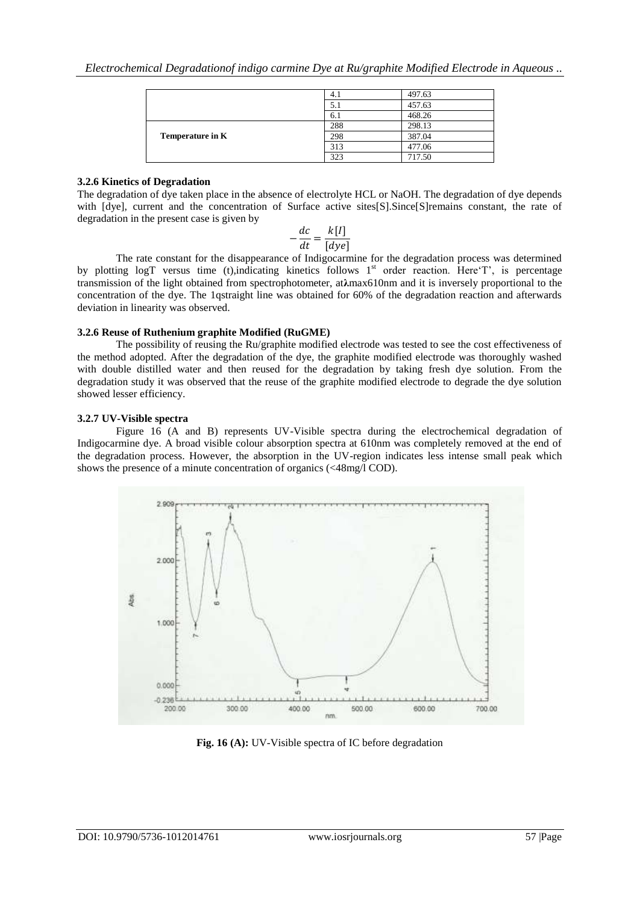|  | 4.1 | 497.63 |
|---|---|---|
|  | 5.1 | 457.63 |
|  | 6.1 | 468.26 |
| **Temperature in K** | 288 | 298.13 |
|  | 298 | 387.04 |
|  | 313 | 477.06 |
|  | 323 | 717.50 |

### 3.2.6 Kinetics of Degradation

The degradation of dye taken place in the absence of electrolyte HCL or NaOH. The degradation of dye depends with [dye], current and the concentration of Surface active sites[S].Since[S]remains constant, the rate of degradation in the present case is given by

$$-\frac{dc}{dt} = \frac{k[I]}{[dye]}$$

The rate constant for the disappearance of Indigocarmine for the degradation process was determined by plotting logT versus time (t),indicating kinetics follows 1st order reaction. Here'T', is percentage transmission of the light obtained from spectrophotometer, atλmax610nm and it is inversely proportional to the concentration of the dye. The 1qstraight line was obtained for 60% of the degradation reaction and afterwards deviation in linearity was observed.

### 3.2.6 Reuse of Ruthenium graphite Modified (RuGME)

The possibility of reusing the Ru/graphite modified electrode was tested to see the cost effectiveness of the method adopted. After the degradation of the dye, the graphite modified electrode was thoroughly washed with double distilled water and then reused for the degradation by taking fresh dye solution. From the degradation study it was observed that the reuse of the graphite modified electrode to degrade the dye solution showed lesser efficiency.

### 3.2.7 UV-Visible spectra

Figure 16 (A and B) represents UV-Visible spectra during the electrochemical degradation of Indigocarmine dye. A broad visible colour absorption spectra at 610nm was completely removed at the end of the degradation process. However, the absorption in the UV-region indicates less intense small peak which shows the presence of a minute concentration of organics (<48mg/l COD).

**Fig. 16 (A):** UV-Visible spectra of IC before degradation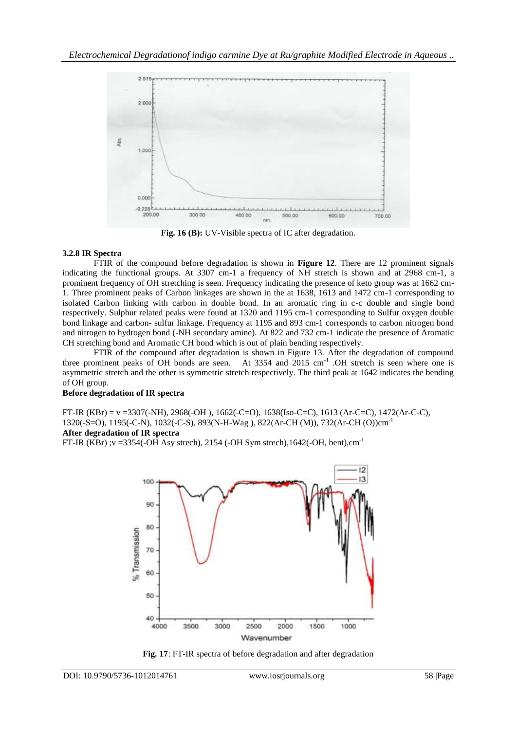Fig. 16 (B): UV-Visible spectra of IC after degradation.

### 3.2.8 IR Spectra

FTIR of the compound before degradation is shown in **Figure 12**. There are 12 prominent signals indicating the functional groups. At 3307 cm-1 a frequency of NH stretch is shown and at 2968 cm-1, a prominent frequency of OH stretching is seen. Frequency indicating the presence of keto group was at 1662 cm-1. Three prominent peaks of Carbon linkages are shown in the at 1638, 1613 and 1472 cm-1 corresponding to isolated Carbon linking with carbon in double bond. In an aromatic ring in c-c double and single bond respectively. Sulphur related peaks were found at 1320 and 1195 cm-1 corresponding to Sulfur oxygen double bond linkage and carbon- sulfur linkage. Frequency at 1195 and 893 cm-1 corresponds to carbon nitrogen bond and nitrogen to hydrogen bond (-NH secondary amine). At 822 and 732 cm-1 indicate the presence of Aromatic CH stretching bond and Aromatic CH bond which is out of plain bending respectively.

FTIR of the compound after degradation is shown in Figure 13. After the degradation of compound three prominent peaks of OH bonds are seen. At 3354 and 2015 $cm^{-1}$ .OH stretch is seen where one is asymmetric stretch and the other is symmetric stretch respectively. The third peak at 1642 indicates the bending of OH group.

**Before degradation of IR spectra**

FT-IR (KBr) = v =3307(-NH), 2968(-OH ), 1662(-C=O), 1638(Iso-C=C), 1613 (Ar-C=C), 1472(Ar-C-C), 1320(-S=O), 1195(-C-N), 1032(-C-S), 893(N-H-Wag ), 822(Ar-CH (M)), 732(Ar-CH (O))$cm^{-1}$

**After degradation of IR spectra**

FT-IR (KBr) ;v =3354(-OH Asy strech), 2154 (-OH Sym strech),1642(-OH, bent),$cm^{-1}$

**Fig. 17**: FT-IR spectra of before degradation and after degradation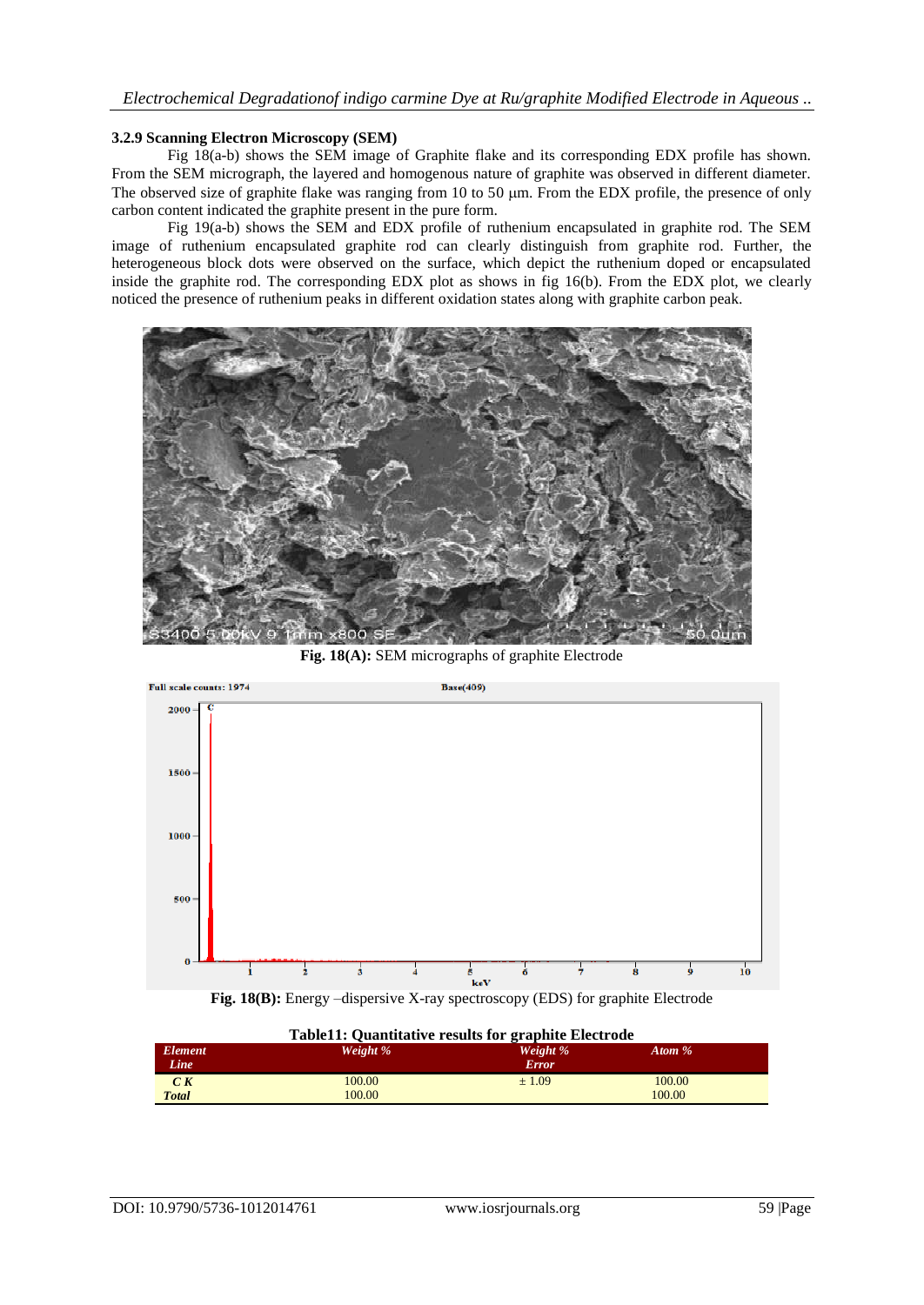### 3.2.9 Scanning Electron Microscopy (SEM)

Fig 18(a-b) shows the SEM image of Graphite flake and its corresponding EDX profile has shown. From the SEM micrograph, the layered and homogenous nature of graphite was observed in different diameter. The observed size of graphite flake was ranging from 10 to 50 μm. From the EDX profile, the presence of only carbon content indicated the graphite present in the pure form.

Fig 19(a-b) shows the SEM and EDX profile of ruthenium encapsulated in graphite rod. The SEM image of ruthenium encapsulated graphite rod can clearly distinguish from graphite rod. Further, the heterogeneous block dots were observed on the surface, which depict the ruthenium doped or encapsulated inside the graphite rod. The corresponding EDX plot as shows in fig 16(b). From the EDX plot, we clearly noticed the presence of ruthenium peaks in different oxidation states along with graphite carbon peak.

**Fig. 18(A):** SEM micrographs of graphite Electrode

**Fig. 18(B):** Energy –dispersive X-ray spectroscopy (EDS) for graphite Electrode

**Table11: Quantitative results for graphite Electrode**

| Element Line | Weight % | Weight % Error | Atom % |
|---|---|---|---|
| C K | 100.00 | ± 1.09 | 100.00 |
| Total | 100.00 | | 100.00 |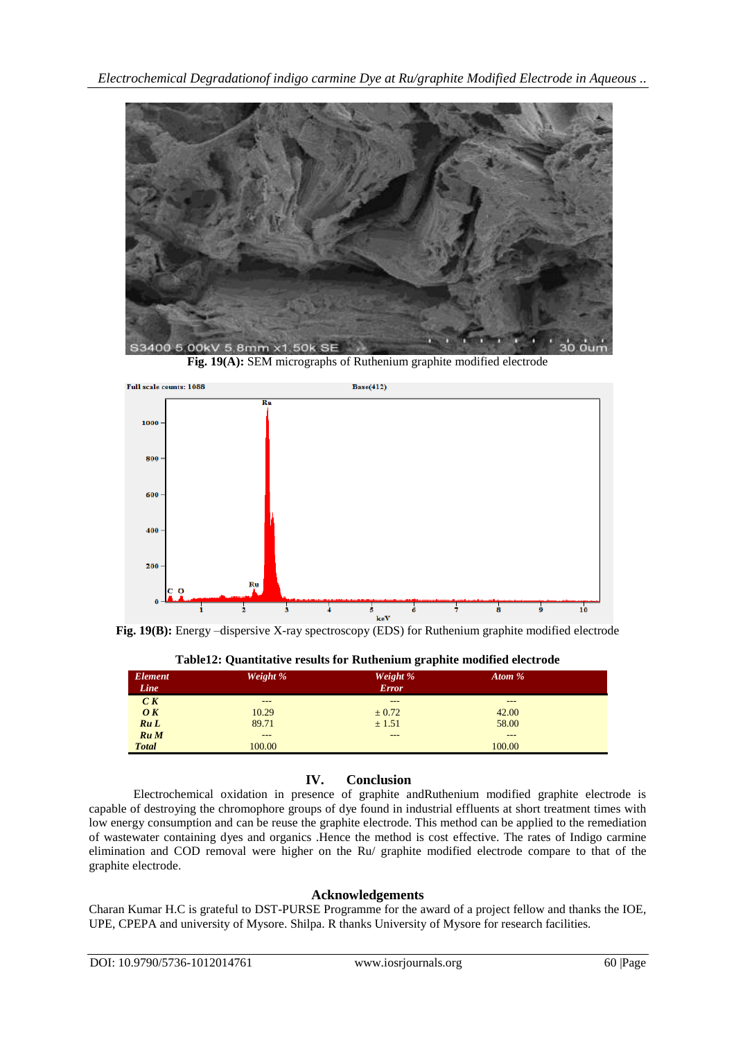Fig. 19(A): SEM micrographs of Ruthenium graphite modified electrode

Fig. 19(B): Energy –dispersive X-ray spectroscopy (EDS) for Ruthenium graphite modified electrode

**Table12: Quantitative results for Ruthenium graphite modified electrode**

| *Element Line* | *Weight %* | *Weight % Error* | *Atom %* |
|---|---|---|---|
| *C K* | --- | --- | --- |
| *O K* | 10.29 | ± 0.72 | 42.00 |
| *Ru L* | 89.71 | ± 1.51 | 58.00 |
| *Ru M* | --- | --- | --- |
| *Total* | 100.00 | | 100.00 |

## IV. Conclusion

Electrochemical oxidation in presence of graphite andRuthenium modified graphite electrode is capable of destroying the chromophore groups of dye found in industrial effluents at short treatment times with low energy consumption and can be reuse the graphite electrode. This method can be applied to the remediation of wastewater containing dyes and organics .Hence the method is cost effective. The rates of Indigo carmine elimination and COD removal were higher on the Ru/ graphite modified electrode compare to that of the graphite electrode.

## Acknowledgements

Charan Kumar H.C is grateful to DST-PURSE Programme for the award of a project fellow and thanks the IOE, UPE, CPEPA and university of Mysore. Shilpa. R thanks University of Mysore for research facilities.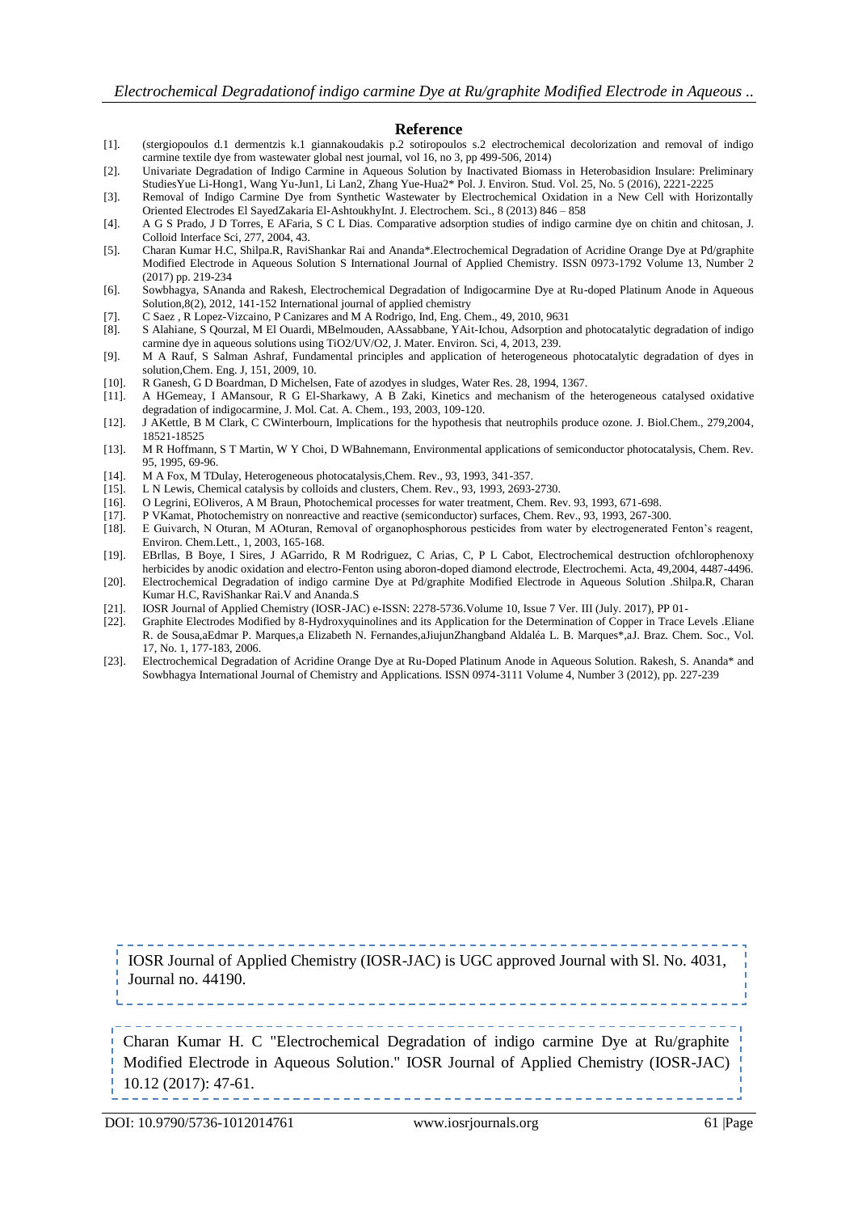## Reference

[1]. (stergiopoulos d.1 dermentzis k.1 giannakoudakis p.2 sotiropoulos s.2 electrochemical decolorization and removal of indigo carmine textile dye from wastewater global nest journal, vol 16, no 3, pp 499-506, 2014)

[2]. Univariate Degradation of Indigo Carmine in Aqueous Solution by Inactivated Biomass in Heterobasidion Insulare: Preliminary StudiesYue Li-Hong1, Wang Yu-Jun1, Li Lan2, Zhang Yue-Hua2* Pol. J. Environ. Stud. Vol. 25, No. 5 (2016), 2221-2225

[3]. Removal of Indigo Carmine Dye from Synthetic Wastewater by Electrochemical Oxidation in a New Cell with Horizontally Oriented Electrodes El SayedZakaria El-AshtoukhyInt. J. Electrochem. Sci., 8 (2013) 846 – 858

[4]. A G S Prado, J D Torres, E AFaria, S C L Dias. Comparative adsorption studies of indigo carmine dye on chitin and chitosan, J. Colloid Interface Sci, 277, 2004, 43.

[5]. Charan Kumar H.C, Shilpa.R, RaviShankar Rai and Ananda*.Electrochemical Degradation of Acridine Orange Dye at Pd/graphite Modified Electrode in Aqueous Solution S International Journal of Applied Chemistry. ISSN 0973-1792 Volume 13, Number 2 (2017) pp. 219-234

[6]. Sowbhagya, SAnanda and Rakesh, Electrochemical Degradation of Indigocarmine Dye at Ru-doped Platinum Anode in Aqueous Solution,8(2), 2012, 141-152 International journal of applied chemistry

[7]. C Saez , R Lopez-Vizcaino, P Canizares and M A Rodrigo, Ind, Eng. Chem., 49, 2010, 9631

[8]. S Alahiane, S Qourzal, M El Ouardi, MBelmouden, AAssabbane, YAit-Ichou, Adsorption and photocatalytic degradation of indigo carmine dye in aqueous solutions using TiO2/UV/O2, J. Mater. Environ. Sci, 4, 2013, 239.

[9]. M A Rauf, S Salman Ashraf, Fundamental principles and application of heterogeneous photocatalytic degradation of dyes in solution,Chem. Eng. J, 151, 2009, 10.

[10]. R Ganesh, G D Boardman, D Michelsen, Fate of azodyes in sludges, Water Res. 28, 1994, 1367.

[11]. A HGemeay, I AMansour, R G El-Sharkawy, A B Zaki, Kinetics and mechanism of the heterogeneous catalysed oxidative degradation of indigocarmine, J. Mol. Cat. A. Chem., 193, 2003, 109-120.

[12]. J AKettle, B M Clark, C CWinterbourn, Implications for the hypothesis that neutrophils produce ozone. J. Biol.Chem., 279,2004, 18521-18525

[13]. M R Hoffmann, S T Martin, W Y Choi, D WBahnemann, Environmental applications of semiconductor photocatalysis, Chem. Rev. 95, 1995, 69-96.

[14]. M A Fox, M TDulay, Heterogeneous photocatalysis,Chem. Rev., 93, 1993, 341-357.

[15]. L N Lewis, Chemical catalysis by colloids and clusters, Chem. Rev., 93, 1993, 2693-2730.

[16]. O Legrini, EOliveros, A M Braun, Photochemical processes for water treatment, Chem. Rev. 93, 1993, 671-698.

[17]. P VKamat, Photochemistry on nonreactive and reactive (semiconductor) surfaces, Chem. Rev., 93, 1993, 267-300.

[18]. E Guivarch, N Oturan, M AOturan, Removal of organophosphorous pesticides from water by electrogenerated Fenton's reagent, Environ. Chem.Lett., 1, 2003, 165-168.

[19]. EBrllas, B Boye, I Sires, J AGarrido, R M Rodriguez, C Arias, C, P L Cabot, Electrochemical destruction ofchlorophenoxy herbicides by anodic oxidation and electro-Fenton using aboron-doped diamond electrode, Electrochemi. Acta, 49,2004, 4487-4496.

[20]. Electrochemical Degradation of indigo carmine Dye at Pd/graphite Modified Electrode in Aqueous Solution .Shilpa.R, Charan Kumar H.C, RaviShankar Rai.V and Ananda.S

[21]. IOSR Journal of Applied Chemistry (IOSR-JAC) e-ISSN: 2278-5736.Volume 10, Issue 7 Ver. III (July. 2017), PP 01-

[22]. Graphite Electrodes Modified by 8-Hydroxyquinolines and its Application for the Determination of Copper in Trace Levels .Eliane R. de Sousa,aEdmar P. Marques,a Elizabeth N. Fernandes,aJiujunZhangband Aldaléa L. B. Marques*,aJ. Braz. Chem. Soc., Vol. 17, No. 1, 177-183, 2006.

[23]. Electrochemical Degradation of Acridine Orange Dye at Ru-Doped Platinum Anode in Aqueous Solution. Rakesh, S. Ananda* and Sowbhagya International Journal of Chemistry and Applications. ISSN 0974-3111 Volume 4, Number 3 (2012), pp. 227-239

IOSR Journal of Applied Chemistry (IOSR-JAC) is UGC approved Journal with Sl. No. 4031, Journal no. 44190.

Charan Kumar H. C "Electrochemical Degradation of indigo carmine Dye at Ru/graphite Modified Electrode in Aqueous Solution." IOSR Journal of Applied Chemistry (IOSR-JAC) 10.12 (2017): 47-61.